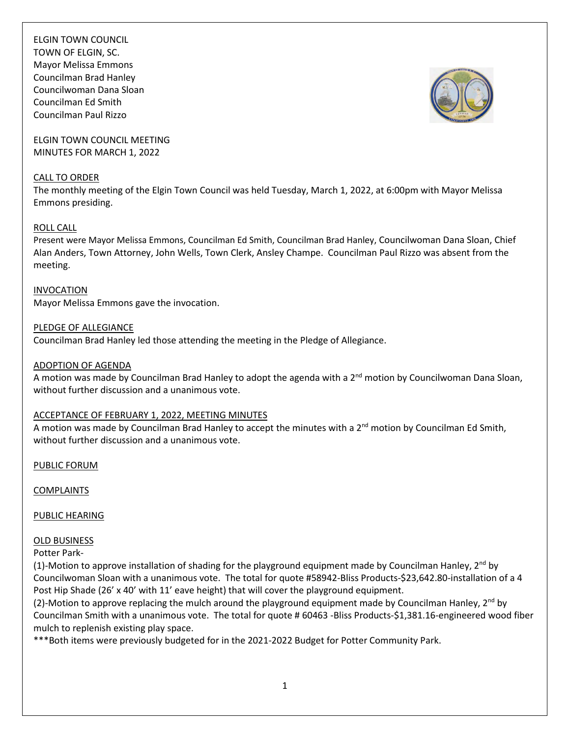ELGIN TOWN COUNCIL
TOWN OF ELGIN, SC.
Mayor Melissa Emmons
Councilman Brad Hanley
Councilwoman Dana Sloan
Councilman Ed Smith
Councilman Paul Rizzo

ELGIN TOWN COUNCIL MEETING
MINUTES FOR MARCH 1, 2022

CALL TO ORDER

The monthly meeting of the Elgin Town Council was held Tuesday, March 1, 2022, at 6:00pm with Mayor Melissa Emmons presiding.

ROLL CALL

Present were Mayor Melissa Emmons, Councilman Ed Smith, Councilman Brad Hanley, Councilwoman Dana Sloan, Chief Alan Anders, Town Attorney, John Wells, Town Clerk, Ansley Champe. Councilman Paul Rizzo was absent from the meeting.

INVOCATION

Mayor Melissa Emmons gave the invocation.

PLEDGE OF ALLEGIANCE

Councilman Brad Hanley led those attending the meeting in the Pledge of Allegiance.

ADOPTION OF AGENDA

A motion was made by Councilman Brad Hanley to adopt the agenda with a 2nd motion by Councilwoman Dana Sloan, without further discussion and a unanimous vote.

ACCEPTANCE OF FEBRUARY 1, 2022, MEETING MINUTES

A motion was made by Councilman Brad Hanley to accept the minutes with a 2nd motion by Councilman Ed Smith, without further discussion and a unanimous vote.

PUBLIC FORUM

COMPLAINTS

PUBLIC HEARING

OLD BUSINESS

Potter Park-

(1)-Motion to approve installation of shading for the playground equipment made by Councilman Hanley, 2nd by Councilwoman Sloan with a unanimous vote. The total for quote #58942-Bliss Products-$23,642.80-installation of a 4 Post Hip Shade (26' x 40' with 11' eave height) that will cover the playground equipment.

(2)-Motion to approve replacing the mulch around the playground equipment made by Councilman Hanley, 2nd by Councilman Smith with a unanimous vote. The total for quote # 60463 -Bliss Products-$1,381.16-engineered wood fiber mulch to replenish existing play space.

***Both items were previously budgeted for in the 2021-2022 Budget for Potter Community Park.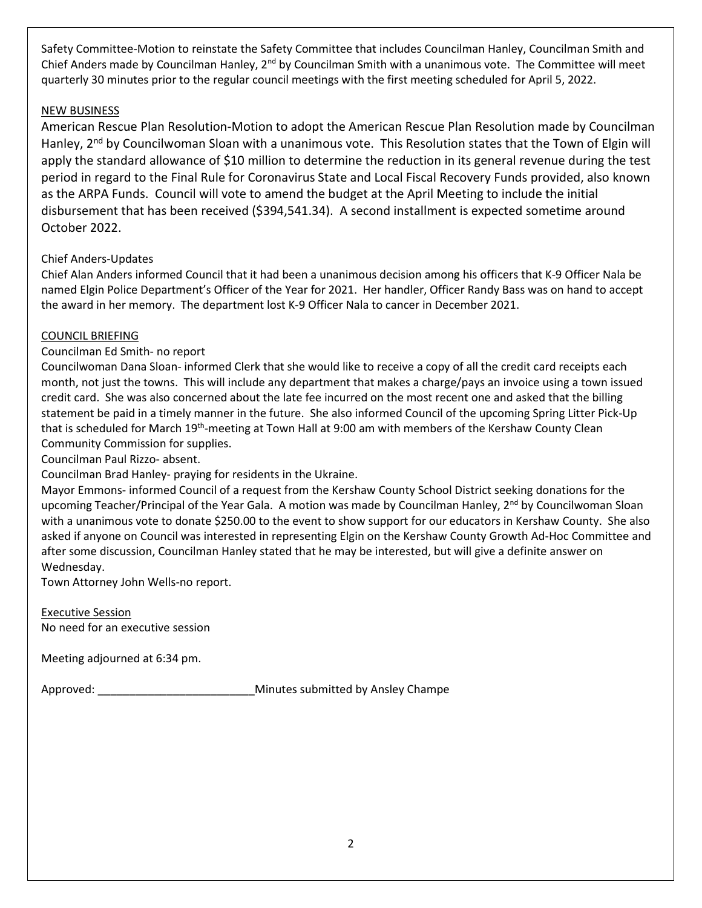Safety Committee-Motion to reinstate the Safety Committee that includes Councilman Hanley, Councilman Smith and Chief Anders made by Councilman Hanley, 2nd by Councilman Smith with a unanimous vote. The Committee will meet quarterly 30 minutes prior to the regular council meetings with the first meeting scheduled for April 5, 2022.

NEW BUSINESS

American Rescue Plan Resolution-Motion to adopt the American Rescue Plan Resolution made by Councilman Hanley, 2nd by Councilwoman Sloan with a unanimous vote. This Resolution states that the Town of Elgin will apply the standard allowance of $10 million to determine the reduction in its general revenue during the test period in regard to the Final Rule for Coronavirus State and Local Fiscal Recovery Funds provided, also known as the ARPA Funds. Council will vote to amend the budget at the April Meeting to include the initial disbursement that has been received ($394,541.34). A second installment is expected sometime around October 2022.

Chief Anders-Updates

Chief Alan Anders informed Council that it had been a unanimous decision among his officers that K-9 Officer Nala be named Elgin Police Department's Officer of the Year for 2021. Her handler, Officer Randy Bass was on hand to accept the award in her memory. The department lost K-9 Officer Nala to cancer in December 2021.

COUNCIL BRIEFING

Councilman Ed Smith- no report

Councilwoman Dana Sloan- informed Clerk that she would like to receive a copy of all the credit card receipts each month, not just the towns. This will include any department that makes a charge/pays an invoice using a town issued credit card. She was also concerned about the late fee incurred on the most recent one and asked that the billing statement be paid in a timely manner in the future. She also informed Council of the upcoming Spring Litter Pick-Up that is scheduled for March 19th-meeting at Town Hall at 9:00 am with members of the Kershaw County Clean Community Commission for supplies.

Councilman Paul Rizzo- absent.

Councilman Brad Hanley- praying for residents in the Ukraine.

Mayor Emmons- informed Council of a request from the Kershaw County School District seeking donations for the upcoming Teacher/Principal of the Year Gala. A motion was made by Councilman Hanley, 2nd by Councilwoman Sloan with a unanimous vote to donate $250.00 to the event to show support for our educators in Kershaw County. She also asked if anyone on Council was interested in representing Elgin on the Kershaw County Growth Ad-Hoc Committee and after some discussion, Councilman Hanley stated that he may be interested, but will give a definite answer on Wednesday.

Town Attorney John Wells-no report.

Executive Session

No need for an executive session

Meeting adjourned at 6:34 pm.

Approved: _________________________ Minutes submitted by Ansley Champe